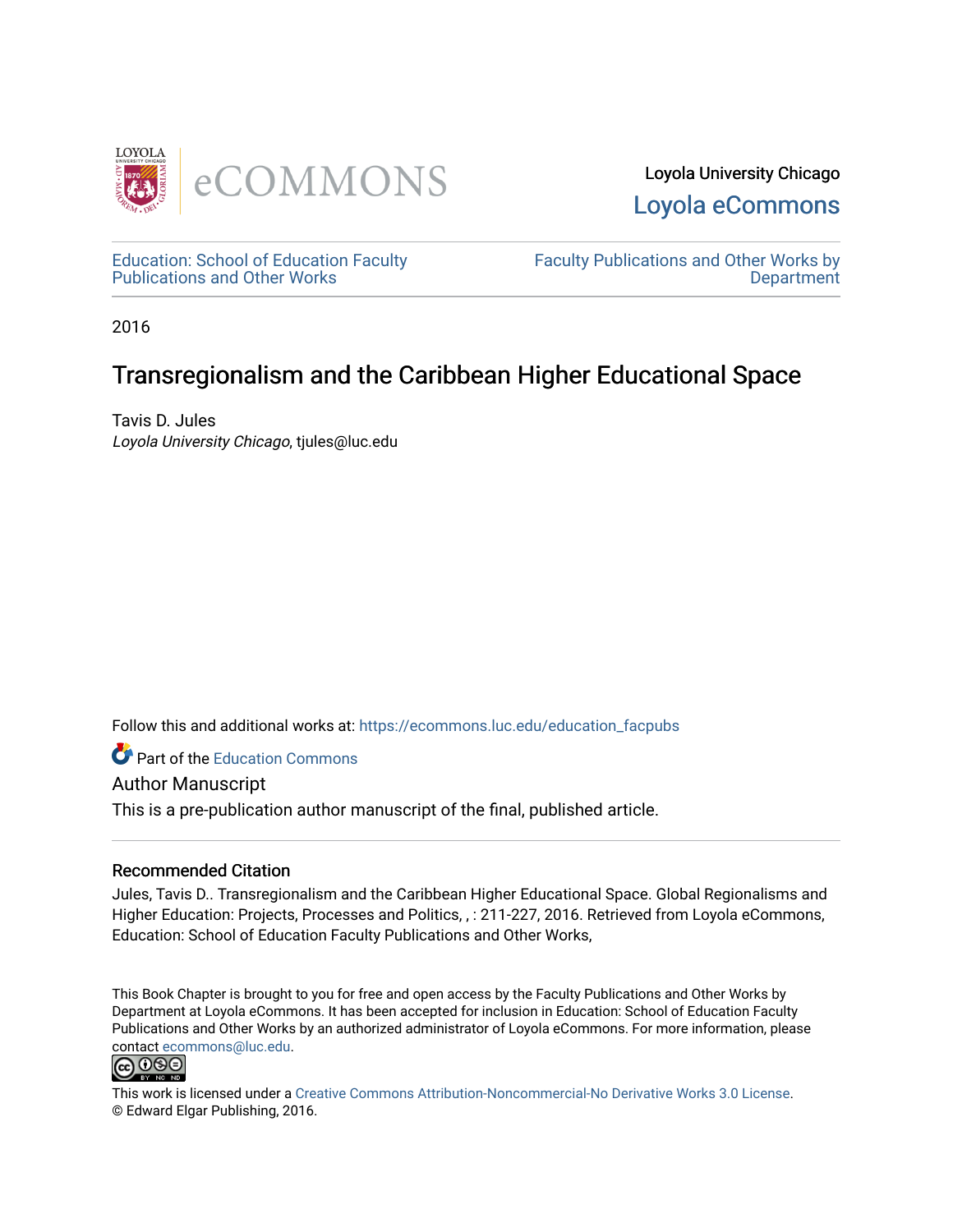Loyola University Chicago

Loyola eCommons

Education: School of Education Faculty Publications and Other Works

Faculty Publications and Other Works by Department

2016

# Transregionalism and the Caribbean Higher Educational Space

Tavis D. Jules
*Loyola University Chicago*, tjules@luc.edu

Follow this and additional works at: https://ecommons.luc.edu/education_facpubs

Part of the Education Commons

Author Manuscript

This is a pre-publication author manuscript of the final, published article.

## Recommended Citation

Jules, Tavis D.. Transregionalism and the Caribbean Higher Educational Space. Global Regionalisms and Higher Education: Projects, Processes and Politics, , : 211-227, 2016. Retrieved from Loyola eCommons, Education: School of Education Faculty Publications and Other Works,

This Book Chapter is brought to you for free and open access by the Faculty Publications and Other Works by Department at Loyola eCommons. It has been accepted for inclusion in Education: School of Education Faculty Publications and Other Works by an authorized administrator of Loyola eCommons. For more information, please contact ecommons@luc.edu.

This work is licensed under a Creative Commons Attribution-Noncommercial-No Derivative Works 3.0 License.
© Edward Elgar Publishing, 2016.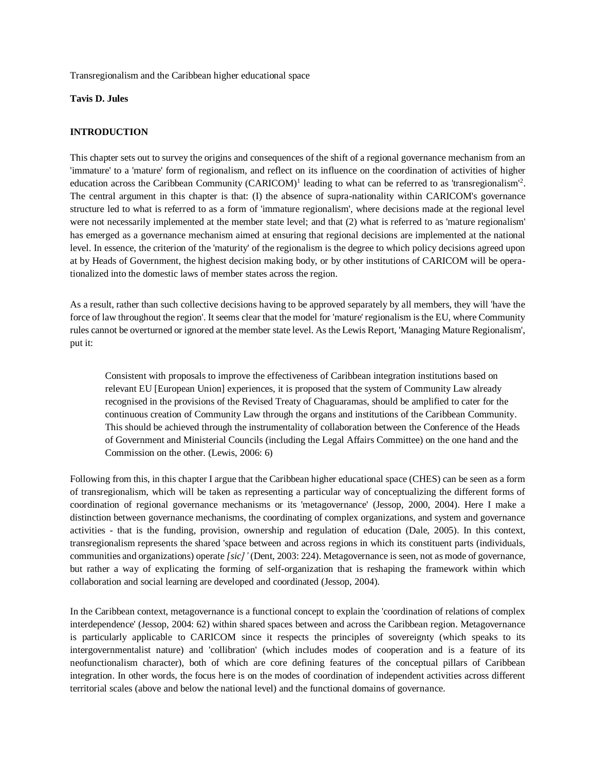Transregionalism and the Caribbean higher educational space

**Tavis D. Jules**

## INTRODUCTION

This chapter sets out to survey the origins and consequences of the shift of a regional governance mechanism from an 'immature' to a 'mature' form of regionalism, and reflect on its influence on the coordination of activities of higher education across the Caribbean Community (CARICOM)[1] leading to what can be referred to as 'transregionalism'[2]. The central argument in this chapter is that: (I) the absence of supra-nationality within CARICOM's governance structure led to what is referred to as a form of 'immature regionalism', where decisions made at the regional level were not necessarily implemented at the member state level; and that (2) what is referred to as 'mature regionalism' has emerged as a governance mechanism aimed at ensuring that regional decisions are implemented at the national level. In essence, the criterion of the 'maturity' of the regionalism is the degree to which policy decisions agreed upon at by Heads of Government, the highest decision making body, or by other institutions of CARICOM will be operationalized into the domestic laws of member states across the region.

As a result, rather than such collective decisions having to be approved separately by all members, they will 'have the force of law throughout the region'. It seems clear that the model for 'mature' regionalism is the EU, where Community rules cannot be overturned or ignored at the member state level. As the Lewis Report, 'Managing Mature Regionalism', put it:

> Consistent with proposals to improve the effectiveness of Caribbean integration institutions based on relevant EU [European Union] experiences, it is proposed that the system of Community Law already recognised in the provisions of the Revised Treaty of Chaguaramas, should be amplified to cater for the continuous creation of Community Law through the organs and institutions of the Caribbean Community. This should be achieved through the instrumentality of collaboration between the Conference of the Heads of Government and Ministerial Councils (including the Legal Affairs Committee) on the one hand and the Commission on the other. (Lewis, 2006: 6)

Following from this, in this chapter I argue that the Caribbean higher educational space (CHES) can be seen as a form of transregionalism, which will be taken as representing a particular way of conceptualizing the different forms of coordination of regional governance mechanisms or its 'metagovernance' (Jessop, 2000, 2004). Here I make a distinction between governance mechanisms, the coordinating of complex organizations, and system and governance activities - that is the funding, provision, ownership and regulation of education (Dale, 2005). In this context, transregionalism represents the shared 'space between and across regions in which its constituent parts (individuals, communities and organizations) operate *[sic]'* (Dent, 2003: 224). Metagovernance is seen, not as mode of governance, but rather a way of explicating the forming of self-organization that is reshaping the framework within which collaboration and social learning are developed and coordinated (Jessop, 2004).

In the Caribbean context, metagovernance is a functional concept to explain the 'coordination of relations of complex interdependence' (Jessop, 2004: 62) within shared spaces between and across the Caribbean region. Metagovernance is particularly applicable to CARICOM since it respects the principles of sovereignty (which speaks to its intergovernmentalist nature) and 'collibration' (which includes modes of cooperation and is a feature of its neofunctionalism character), both of which are core defining features of the conceptual pillars of Caribbean integration. In other words, the focus here is on the modes of coordination of independent activities across different territorial scales (above and below the national level) and the functional domains of governance.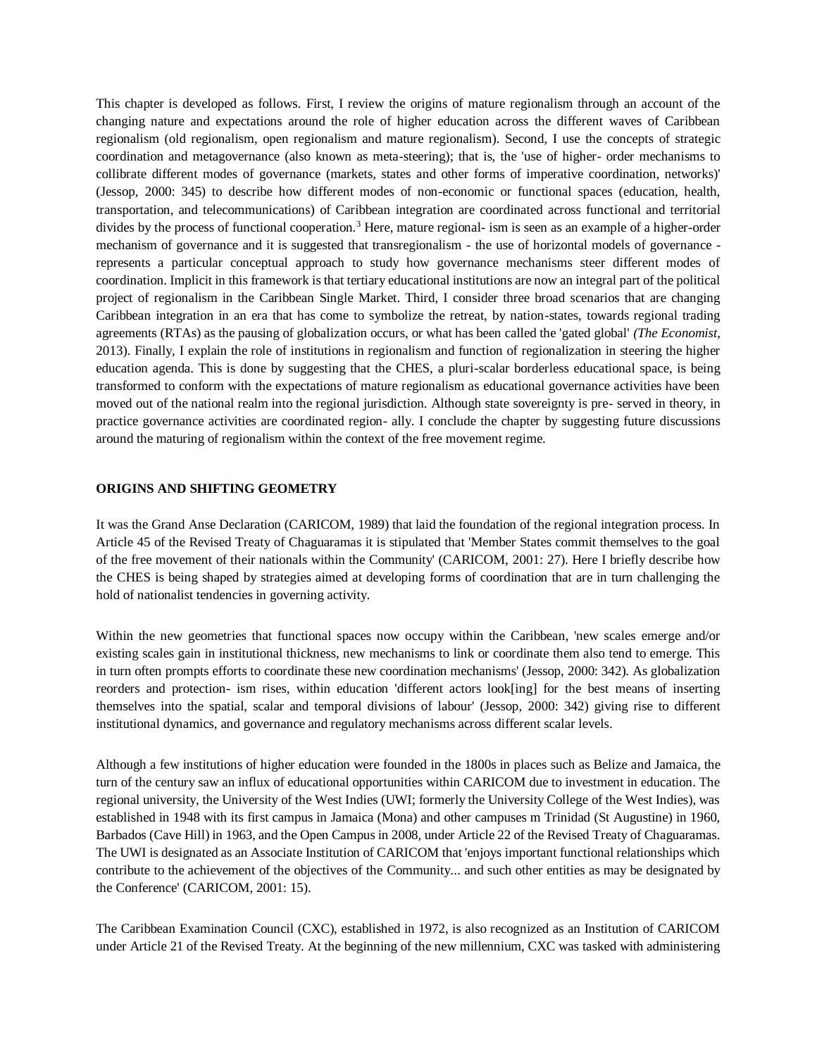This chapter is developed as follows. First, I review the origins of mature regionalism through an account of the changing nature and expectations around the role of higher education across the different waves of Caribbean regionalism (old regionalism, open regionalism and mature regionalism). Second, I use the concepts of strategic coordination and metagovernance (also known as meta-steering); that is, the 'use of higher- order mechanisms to collibrate different modes of governance (markets, states and other forms of imperative coordination, networks)' (Jessop, 2000: 345) to describe how different modes of non-economic or functional spaces (education, health, transportation, and telecommunications) of Caribbean integration are coordinated across functional and territorial divides by the process of functional cooperation.[3] Here, mature regional- ism is seen as an example of a higher-order mechanism of governance and it is suggested that transregionalism - the use of horizontal models of governance - represents a particular conceptual approach to study how governance mechanisms steer different modes of coordination. Implicit in this framework is that tertiary educational institutions are now an integral part of the political project of regionalism in the Caribbean Single Market. Third, I consider three broad scenarios that are changing Caribbean integration in an era that has come to symbolize the retreat, by nation-states, towards regional trading agreements (RTAs) as the pausing of globalization occurs, or what has been called the 'gated global' *(The Economist,* 2013). Finally, I explain the role of institutions in regionalism and function of regionalization in steering the higher education agenda. This is done by suggesting that the CHES, a pluri-scalar borderless educational space, is being transformed to conform with the expectations of mature regionalism as educational governance activities have been moved out of the national realm into the regional jurisdiction. Although state sovereignty is pre- served in theory, in practice governance activities are coordinated region- ally. I conclude the chapter by suggesting future discussions around the maturing of regionalism within the context of the free movement regime.

## ORIGINS AND SHIFTING GEOMETRY

It was the Grand Anse Declaration (CARICOM, 1989) that laid the foundation of the regional integration process. In Article 45 of the Revised Treaty of Chaguaramas it is stipulated that 'Member States commit themselves to the goal of the free movement of their nationals within the Community' (CARICOM, 2001: 27). Here I briefly describe how the CHES is being shaped by strategies aimed at developing forms of coordination that are in turn challenging the hold of nationalist tendencies in governing activity.

Within the new geometries that functional spaces now occupy within the Caribbean, 'new scales emerge and/or existing scales gain in institutional thickness, new mechanisms to link or coordinate them also tend to emerge. This in turn often prompts efforts to coordinate these new coordination mechanisms' (Jessop, 2000: 342). As globalization reorders and protection- ism rises, within education 'different actors look[ing] for the best means of inserting themselves into the spatial, scalar and temporal divisions of labour' (Jessop, 2000: 342) giving rise to different institutional dynamics, and governance and regulatory mechanisms across different scalar levels.

Although a few institutions of higher education were founded in the 1800s in places such as Belize and Jamaica, the turn of the century saw an influx of educational opportunities within CARICOM due to investment in education. The regional university, the University of the West Indies (UWI; formerly the University College of the West Indies), was established in 1948 with its first campus in Jamaica (Mona) and other campuses m Trinidad (St Augustine) in 1960, Barbados (Cave Hill) in 1963, and the Open Campus in 2008, under Article 22 of the Revised Treaty of Chaguaramas. The UWI is designated as an Associate Institution of CARICOM that 'enjoys important functional relationships which contribute to the achievement of the objectives of the Community... and such other entities as may be designated by the Conference' (CARICOM, 2001: 15).

The Caribbean Examination Council (CXC), established in 1972, is also recognized as an Institution of CARICOM under Article 21 of the Revised Treaty. At the beginning of the new millennium, CXC was tasked with administering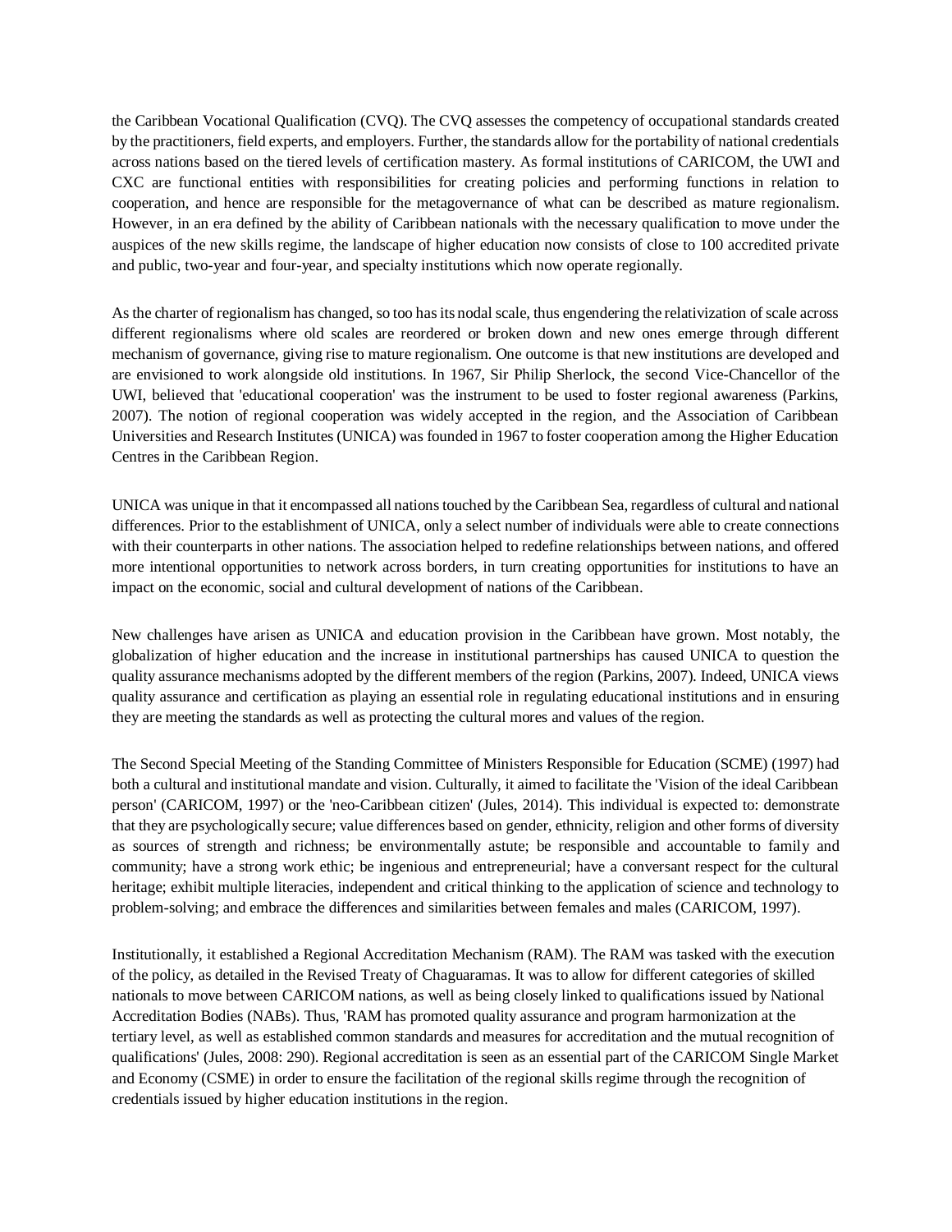the Caribbean Vocational Qualification (CVQ). The CVQ assesses the competency of occupational standards created by the practitioners, field experts, and employers. Further, the standards allow for the portability of national credentials across nations based on the tiered levels of certification mastery. As formal institutions of CARICOM, the UWI and CXC are functional entities with responsibilities for creating policies and performing functions in relation to cooperation, and hence are responsible for the metagovernance of what can be described as mature regionalism. However, in an era defined by the ability of Caribbean nationals with the necessary qualification to move under the auspices of the new skills regime, the landscape of higher education now consists of close to 100 accredited private and public, two-year and four-year, and specialty institutions which now operate regionally.

As the charter of regionalism has changed, so too has its nodal scale, thus engendering the relativization of scale across different regionalisms where old scales are reordered or broken down and new ones emerge through different mechanism of governance, giving rise to mature regionalism. One outcome is that new institutions are developed and are envisioned to work alongside old institutions. In 1967, Sir Philip Sherlock, the second Vice-Chancellor of the UWI, believed that 'educational cooperation' was the instrument to be used to foster regional awareness (Parkins, 2007). The notion of regional cooperation was widely accepted in the region, and the Association of Caribbean Universities and Research Institutes (UNICA) was founded in 1967 to foster cooperation among the Higher Education Centres in the Caribbean Region.

UNICA was unique in that it encompassed all nations touched by the Caribbean Sea, regardless of cultural and national differences. Prior to the establishment of UNICA, only a select number of individuals were able to create connections with their counterparts in other nations. The association helped to redefine relationships between nations, and offered more intentional opportunities to network across borders, in turn creating opportunities for institutions to have an impact on the economic, social and cultural development of nations of the Caribbean.

New challenges have arisen as UNICA and education provision in the Caribbean have grown. Most notably, the globalization of higher education and the increase in institutional partnerships has caused UNICA to question the quality assurance mechanisms adopted by the different members of the region (Parkins, 2007). Indeed, UNICA views quality assurance and certification as playing an essential role in regulating educational institutions and in ensuring they are meeting the standards as well as protecting the cultural mores and values of the region.

The Second Special Meeting of the Standing Committee of Ministers Responsible for Education (SCME) (1997) had both a cultural and institutional mandate and vision. Culturally, it aimed to facilitate the 'Vision of the ideal Caribbean person' (CARICOM, 1997) or the 'neo-Caribbean citizen' (Jules, 2014). This individual is expected to: demonstrate that they are psychologically secure; value differences based on gender, ethnicity, religion and other forms of diversity as sources of strength and richness; be environmentally astute; be responsible and accountable to family and community; have a strong work ethic; be ingenious and entrepreneurial; have a conversant respect for the cultural heritage; exhibit multiple literacies, independent and critical thinking to the application of science and technology to problem-solving; and embrace the differences and similarities between females and males (CARICOM, 1997).

Institutionally, it established a Regional Accreditation Mechanism (RAM). The RAM was tasked with the execution of the policy, as detailed in the Revised Treaty of Chaguaramas. It was to allow for different categories of skilled nationals to move between CARICOM nations, as well as being closely linked to qualifications issued by National Accreditation Bodies (NABs). Thus, 'RAM has promoted quality assurance and program harmonization at the tertiary level, as well as established common standards and measures for accreditation and the mutual recognition of qualifications' (Jules, 2008: 290). Regional accreditation is seen as an essential part of the CARICOM Single Market and Economy (CSME) in order to ensure the facilitation of the regional skills regime through the recognition of credentials issued by higher education institutions in the region.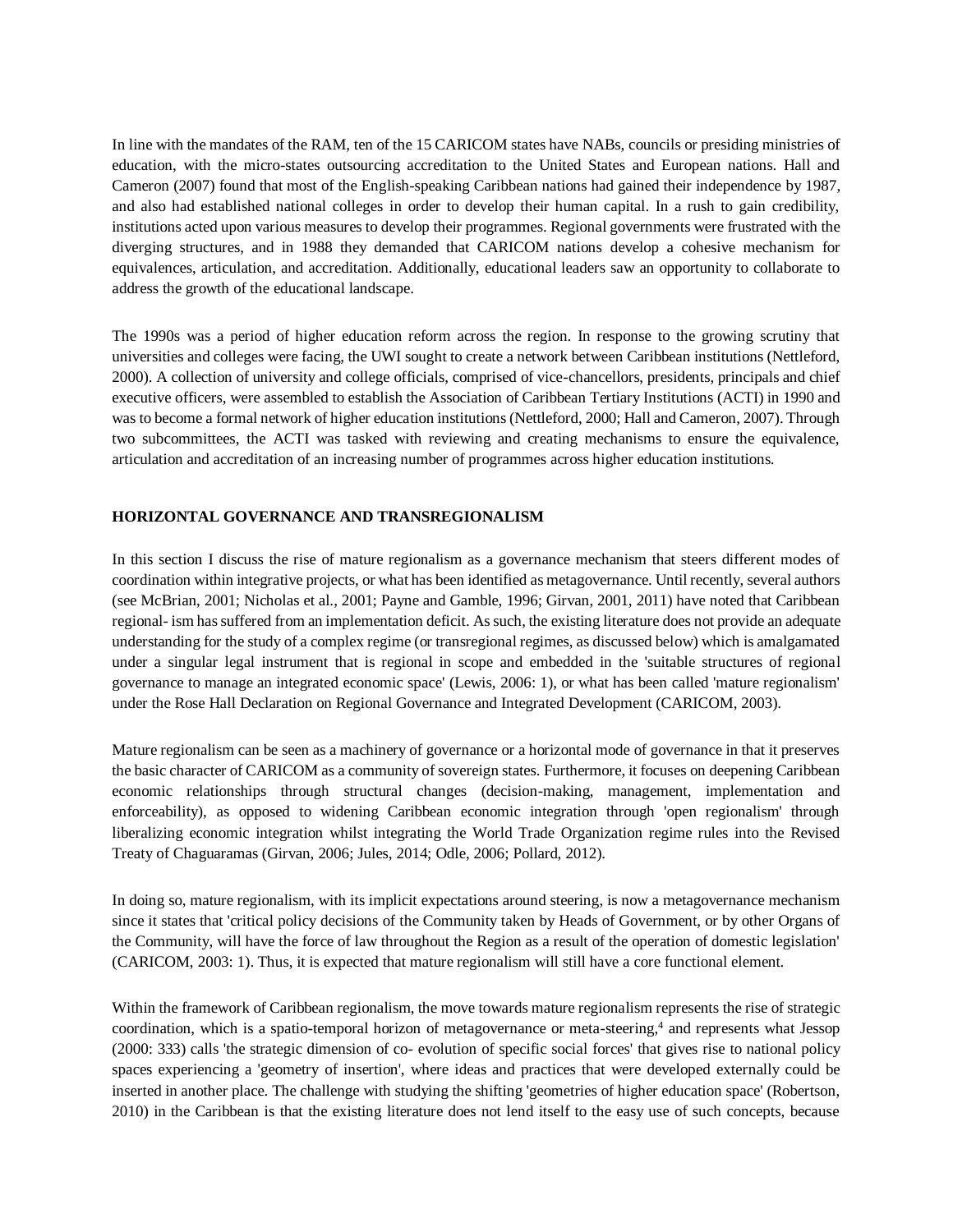In line with the mandates of the RAM, ten of the 15 CARICOM states have NABs, councils or presiding ministries of education, with the micro-states outsourcing accreditation to the United States and European nations. Hall and Cameron (2007) found that most of the English-speaking Caribbean nations had gained their independence by 1987, and also had established national colleges in order to develop their human capital. In a rush to gain credibility, institutions acted upon various measures to develop their programmes. Regional governments were frustrated with the diverging structures, and in 1988 they demanded that CARICOM nations develop a cohesive mechanism for equivalences, articulation, and accreditation. Additionally, educational leaders saw an opportunity to collaborate to address the growth of the educational landscape.

The 1990s was a period of higher education reform across the region. In response to the growing scrutiny that universities and colleges were facing, the UWI sought to create a network between Caribbean institutions (Nettleford, 2000). A collection of university and college officials, comprised of vice-chancellors, presidents, principals and chief executive officers, were assembled to establish the Association of Caribbean Tertiary Institutions (ACTI) in 1990 and was to become a formal network of higher education institutions (Nettleford, 2000; Hall and Cameron, 2007). Through two subcommittees, the ACTI was tasked with reviewing and creating mechanisms to ensure the equivalence, articulation and accreditation of an increasing number of programmes across higher education institutions.

## HORIZONTAL GOVERNANCE AND TRANSREGIONALISM

In this section I discuss the rise of mature regionalism as a governance mechanism that steers different modes of coordination within integrative projects, or what has been identified as metagovernance. Until recently, several authors (see McBrian, 2001; Nicholas et al., 2001; Payne and Gamble, 1996; Girvan, 2001, 2011) have noted that Caribbean regional- ism has suffered from an implementation deficit. As such, the existing literature does not provide an adequate understanding for the study of a complex regime (or transregional regimes, as discussed below) which is amalgamated under a singular legal instrument that is regional in scope and embedded in the 'suitable structures of regional governance to manage an integrated economic space' (Lewis, 2006: 1), or what has been called 'mature regionalism' under the Rose Hall Declaration on Regional Governance and Integrated Development (CARICOM, 2003).

Mature regionalism can be seen as a machinery of governance or a horizontal mode of governance in that it preserves the basic character of CARICOM as a community of sovereign states. Furthermore, it focuses on deepening Caribbean economic relationships through structural changes (decision-making, management, implementation and enforceability), as opposed to widening Caribbean economic integration through 'open regionalism' through liberalizing economic integration whilst integrating the World Trade Organization regime rules into the Revised Treaty of Chaguaramas (Girvan, 2006; Jules, 2014; Odle, 2006; Pollard, 2012).

In doing so, mature regionalism, with its implicit expectations around steering, is now a metagovernance mechanism since it states that 'critical policy decisions of the Community taken by Heads of Government, or by other Organs of the Community, will have the force of law throughout the Region as a result of the operation of domestic legislation' (CARICOM, 2003: 1). Thus, it is expected that mature regionalism will still have a core functional element.

Within the framework of Caribbean regionalism, the move towards mature regionalism represents the rise of strategic coordination, which is a spatio-temporal horizon of metagovernance or meta-steering,[4] and represents what Jessop (2000: 333) calls 'the strategic dimension of co- evolution of specific social forces' that gives rise to national policy spaces experiencing a 'geometry of insertion', where ideas and practices that were developed externally could be inserted in another place. The challenge with studying the shifting 'geometries of higher education space' (Robertson, 2010) in the Caribbean is that the existing literature does not lend itself to the easy use of such concepts, because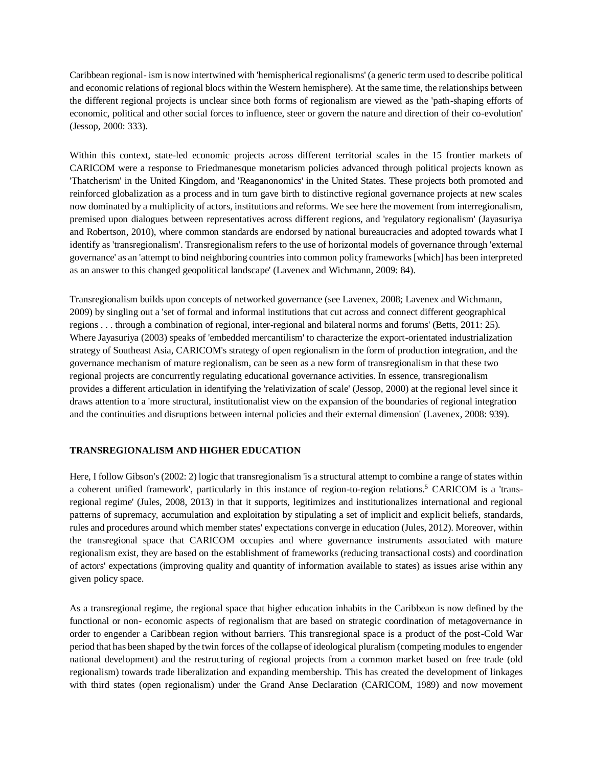Caribbean regional- ism is now intertwined with 'hemispherical regionalisms' (a generic term used to describe political and economic relations of regional blocs within the Western hemisphere). At the same time, the relationships between the different regional projects is unclear since both forms of regionalism are viewed as the 'path-shaping efforts of economic, political and other social forces to influence, steer or govern the nature and direction of their co-evolution' (Jessop, 2000: 333).

Within this context, state-led economic projects across different territorial scales in the 15 frontier markets of CARICOM were a response to Friedmanesque monetarism policies advanced through political projects known as 'Thatcherism' in the United Kingdom, and 'Reaganonomics' in the United States. These projects both promoted and reinforced globalization as a process and in turn gave birth to distinctive regional governance projects at new scales now dominated by a multiplicity of actors, institutions and reforms. We see here the movement from interregionalism, premised upon dialogues between representatives across different regions, and 'regulatory regionalism' (Jayasuriya and Robertson, 2010), where common standards are endorsed by national bureaucracies and adopted towards what I identify as 'transregionalism'. Transregionalism refers to the use of horizontal models of governance through 'external governance' as an 'attempt to bind neighboring countries into common policy frameworks [which] has been interpreted as an answer to this changed geopolitical landscape' (Lavenex and Wichmann, 2009: 84).

Transregionalism builds upon concepts of networked governance (see Lavenex, 2008; Lavenex and Wichmann, 2009) by singling out a 'set of formal and informal institutions that cut across and connect different geographical regions . . . through a combination of regional, inter-regional and bilateral norms and forums' (Betts, 2011: 25). Where Jayasuriya (2003) speaks of 'embedded mercantilism' to characterize the export-orientated industrialization strategy of Southeast Asia, CARICOM's strategy of open regionalism in the form of production integration, and the governance mechanism of mature regionalism, can be seen as a new form of transregionalism in that these two regional projects are concurrently regulating educational governance activities. In essence, transregionalism provides a different articulation in identifying the 'relativization of scale' (Jessop, 2000) at the regional level since it draws attention to a 'more structural, institutionalist view on the expansion of the boundaries of regional integration and the continuities and disruptions between internal policies and their external dimension' (Lavenex, 2008: 939).

## TRANSREGIONALISM AND HIGHER EDUCATION

Here, I follow Gibson's (2002: 2) logic that transregionalism 'is a structural attempt to combine a range of states within a coherent unified framework', particularly in this instance of region-to-region relations.[5] CARICOM is a 'trans-regional regime' (Jules, 2008, 2013) in that it supports, legitimizes and institutionalizes international and regional patterns of supremacy, accumulation and exploitation by stipulating a set of implicit and explicit beliefs, standards, rules and procedures around which member states' expectations converge in education (Jules, 2012). Moreover, within the transregional space that CARICOM occupies and where governance instruments associated with mature regionalism exist, they are based on the establishment of frameworks (reducing transactional costs) and coordination of actors' expectations (improving quality and quantity of information available to states) as issues arise within any given policy space.

As a transregional regime, the regional space that higher education inhabits in the Caribbean is now defined by the functional or non- economic aspects of regionalism that are based on strategic coordination of metagovernance in order to engender a Caribbean region without barriers. This transregional space is a product of the post-Cold War period that has been shaped by the twin forces of the collapse of ideological pluralism (competing modules to engender national development) and the restructuring of regional projects from a common market based on free trade (old regionalism) towards trade liberalization and expanding membership. This has created the development of linkages with third states (open regionalism) under the Grand Anse Declaration (CARICOM, 1989) and now movement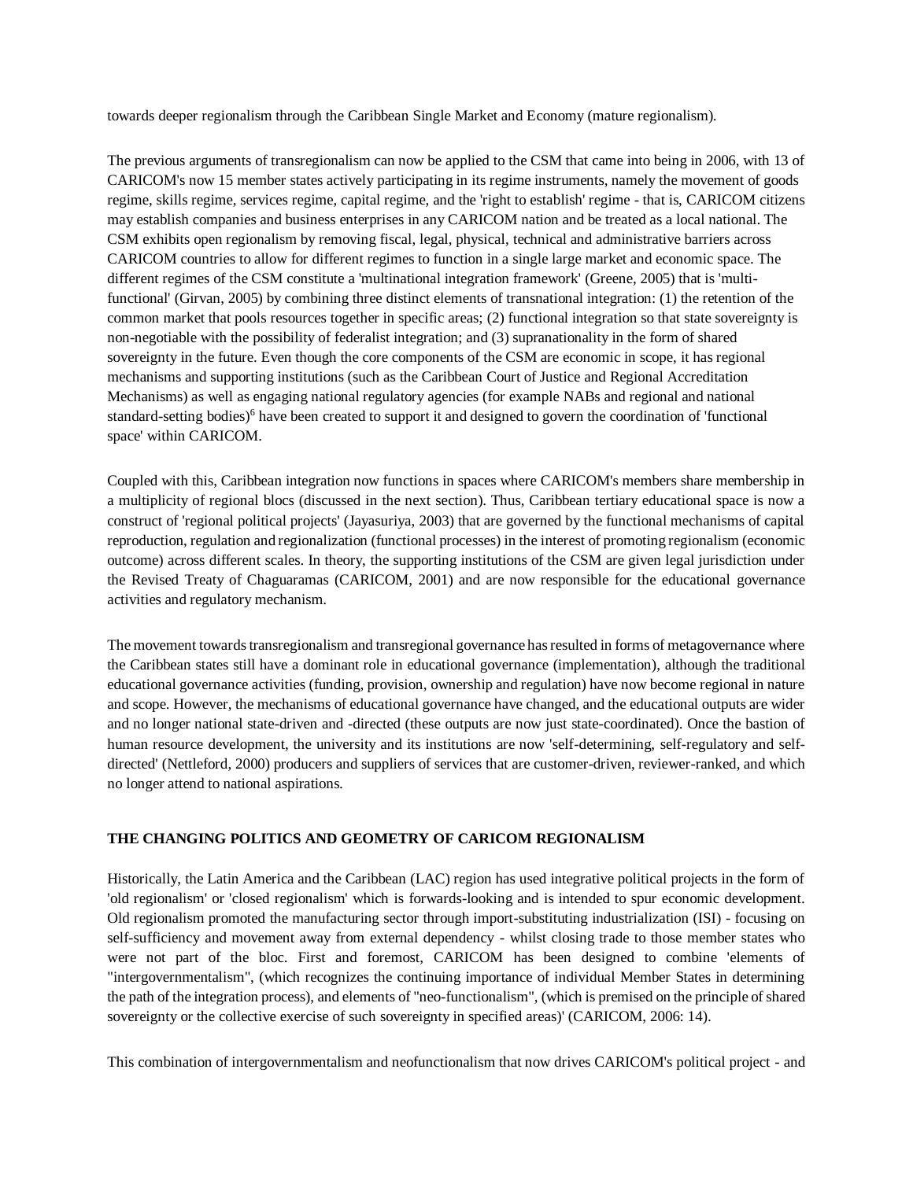towards deeper regionalism through the Caribbean Single Market and Economy (mature regionalism).

The previous arguments of transregionalism can now be applied to the CSM that came into being in 2006, with 13 of CARICOM's now 15 member states actively participating in its regime instruments, namely the movement of goods regime, skills regime, services regime, capital regime, and the 'right to establish' regime - that is, CARICOM citizens may establish companies and business enterprises in any CARICOM nation and be treated as a local national. The CSM exhibits open regionalism by removing fiscal, legal, physical, technical and administrative barriers across CARICOM countries to allow for different regimes to function in a single large market and economic space. The different regimes of the CSM constitute a 'multinational integration framework' (Greene, 2005) that is 'multi-functional' (Girvan, 2005) by combining three distinct elements of transnational integration: (1) the retention of the common market that pools resources together in specific areas; (2) functional integration so that state sovereignty is non-negotiable with the possibility of federalist integration; and (3) supranationality in the form of shared sovereignty in the future. Even though the core components of the CSM are economic in scope, it has regional mechanisms and supporting institutions (such as the Caribbean Court of Justice and Regional Accreditation Mechanisms) as well as engaging national regulatory agencies (for example NABs and regional and national standard-setting bodies)[6] have been created to support it and designed to govern the coordination of 'functional space' within CARICOM.

Coupled with this, Caribbean integration now functions in spaces where CARICOM's members share membership in a multiplicity of regional blocs (discussed in the next section). Thus, Caribbean tertiary educational space is now a construct of 'regional political projects' (Jayasuriya, 2003) that are governed by the functional mechanisms of capital reproduction, regulation and regionalization (functional processes) in the interest of promoting regionalism (economic outcome) across different scales. In theory, the supporting institutions of the CSM are given legal jurisdiction under the Revised Treaty of Chaguaramas (CARICOM, 2001) and are now responsible for the educational governance activities and regulatory mechanism.

The movement towards transregionalism and transregional governance has resulted in forms of metagovernance where the Caribbean states still have a dominant role in educational governance (implementation), although the traditional educational governance activities (funding, provision, ownership and regulation) have now become regional in nature and scope. However, the mechanisms of educational governance have changed, and the educational outputs are wider and no longer national state-driven and -directed (these outputs are now just state-coordinated). Once the bastion of human resource development, the university and its institutions are now 'self-determining, self-regulatory and self-directed' (Nettleford, 2000) producers and suppliers of services that are customer-driven, reviewer-ranked, and which no longer attend to national aspirations.

## THE CHANGING POLITICS AND GEOMETRY OF CARICOM REGIONALISM

Historically, the Latin America and the Caribbean (LAC) region has used integrative political projects in the form of 'old regionalism' or 'closed regionalism' which is forwards-looking and is intended to spur economic development. Old regionalism promoted the manufacturing sector through import-substituting industrialization (ISI) - focusing on self-sufficiency and movement away from external dependency - whilst closing trade to those member states who were not part of the bloc. First and foremost, CARICOM has been designed to combine 'elements of "intergovernmentalism", (which recognizes the continuing importance of individual Member States in determining the path of the integration process), and elements of "neo-functionalism", (which is premised on the principle of shared sovereignty or the collective exercise of such sovereignty in specified areas)' (CARICOM, 2006: 14).

This combination of intergovernmentalism and neofunctionalism that now drives CARICOM's political project - and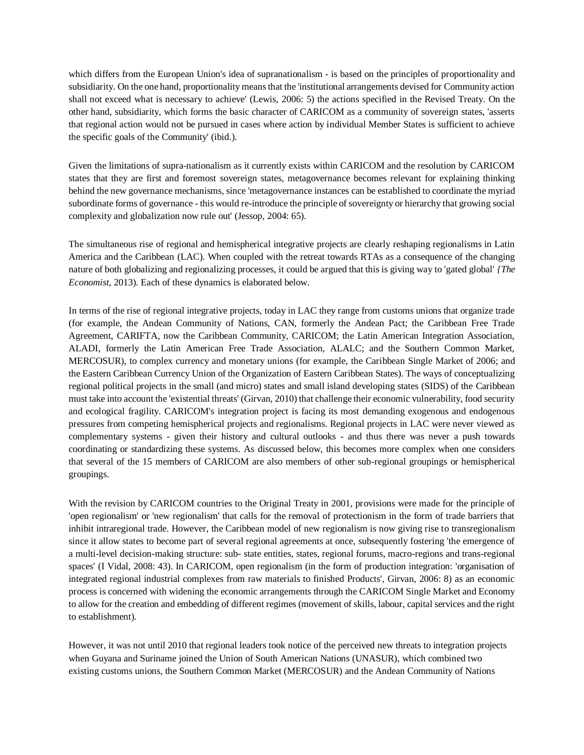which differs from the European Union's idea of supranationalism - is based on the principles of proportionality and subsidiarity. On the one hand, proportionality means that the 'institutional arrangements devised for Community action shall not exceed what is necessary to achieve' (Lewis, 2006: 5) the actions specified in the Revised Treaty. On the other hand, subsidiarity, which forms the basic character of CARICOM as a community of sovereign states, 'asserts that regional action would not be pursued in cases where action by individual Member States is sufficient to achieve the specific goals of the Community' (ibid.).

Given the limitations of supra-nationalism as it currently exists within CARICOM and the resolution by CARICOM states that they are first and foremost sovereign states, metagovernance becomes relevant for explaining thinking behind the new governance mechanisms, since 'metagovernance instances can be established to coordinate the myriad subordinate forms of governance - this would re-introduce the principle of sovereignty or hierarchy that growing social complexity and globalization now rule out' (Jessop, 2004: 65).

The simultaneous rise of regional and hemispherical integrative projects are clearly reshaping regionalisms in Latin America and the Caribbean (LAC). When coupled with the retreat towards RTAs as a consequence of the changing nature of both globalizing and regionalizing processes, it could be argued that this is giving way to 'gated global' *{The Economist,* 2013). Each of these dynamics is elaborated below.

In terms of the rise of regional integrative projects, today in LAC they range from customs unions that organize trade (for example, the Andean Community of Nations, CAN, formerly the Andean Pact; the Caribbean Free Trade Agreement, CARIFTA, now the Caribbean Community, CARICOM; the Latin American Integration Association, ALADI, formerly the Latin American Free Trade Association, ALALC; and the Southern Common Market, MERCOSUR), to complex currency and monetary unions (for example, the Caribbean Single Market of 2006; and the Eastern Caribbean Currency Union of the Organization of Eastern Caribbean States). The ways of conceptualizing regional political projects in the small (and micro) states and small island developing states (SIDS) of the Caribbean must take into account the 'existential threats' (Girvan, 2010) that challenge their economic vulnerability, food security and ecological fragility. CARICOM's integration project is facing its most demanding exogenous and endogenous pressures from competing hemispherical projects and regionalisms. Regional projects in LAC were never viewed as complementary systems - given their history and cultural outlooks - and thus there was never a push towards coordinating or standardizing these systems. As discussed below, this becomes more complex when one considers that several of the 15 members of CARICOM are also members of other sub-regional groupings or hemispherical groupings.

With the revision by CARICOM countries to the Original Treaty in 2001, provisions were made for the principle of 'open regionalism' or 'new regionalism' that calls for the removal of protectionism in the form of trade barriers that inhibit intraregional trade. However, the Caribbean model of new regionalism is now giving rise to transregionalism since it allow states to become part of several regional agreements at once, subsequently fostering 'the emergence of a multi-level decision-making structure: sub- state entities, states, regional forums, macro-regions and trans-regional spaces' (I Vidal, 2008: 43). In CARICOM, open regionalism (in the form of production integration: 'organisation of integrated regional industrial complexes from raw materials to finished Products', Girvan, 2006: 8) as an economic process is concerned with widening the economic arrangements through the CARICOM Single Market and Economy to allow for the creation and embedding of different regimes (movement of skills, labour, capital services and the right to establishment).

However, it was not until 2010 that regional leaders took notice of the perceived new threats to integration projects when Guyana and Suriname joined the Union of South American Nations (UNASUR), which combined two existing customs unions, the Southern Common Market (MERCOSUR) and the Andean Community of Nations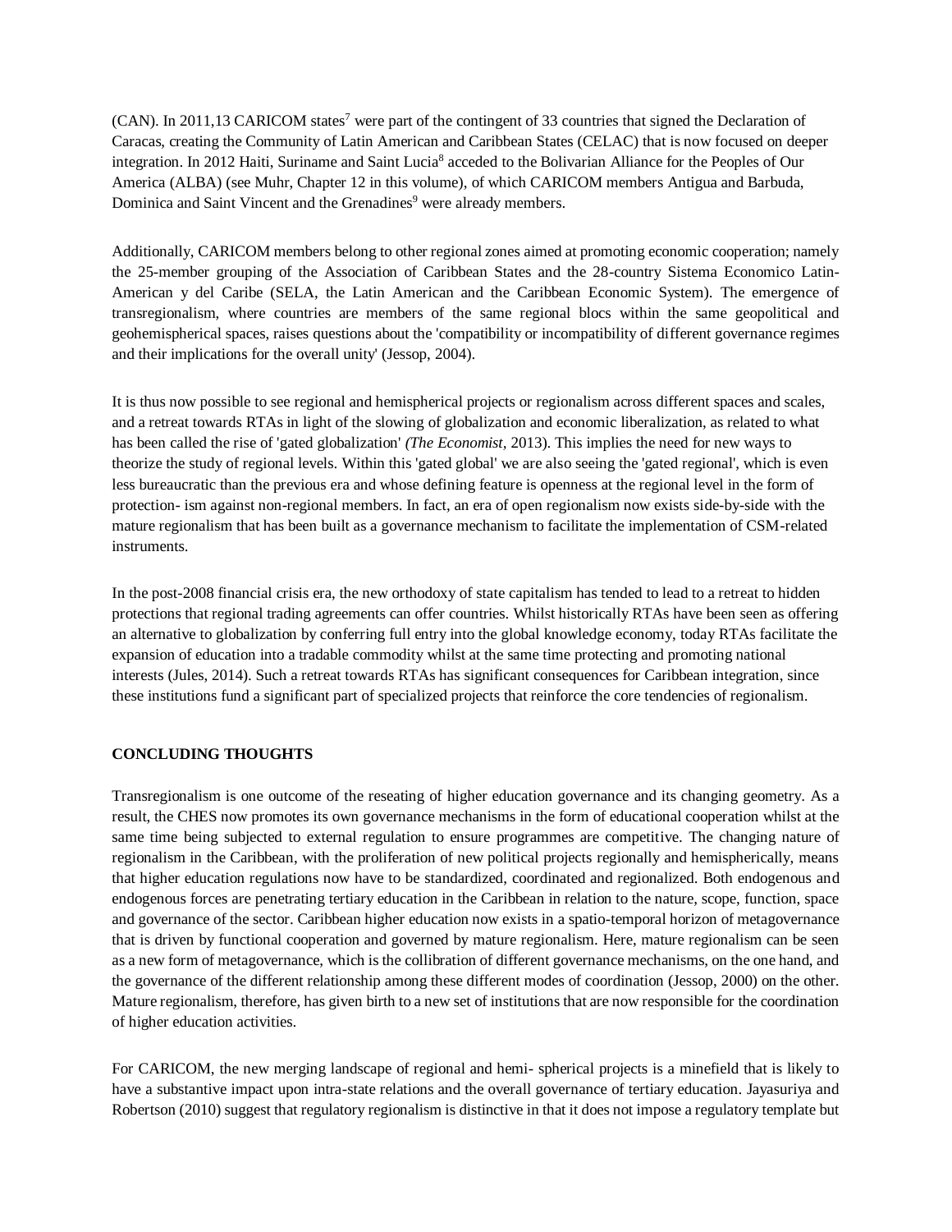(CAN). In 2011,13 CARICOM states[7] were part of the contingent of 33 countries that signed the Declaration of Caracas, creating the Community of Latin American and Caribbean States (CELAC) that is now focused on deeper integration. In 2012 Haiti, Suriname and Saint Lucia[8] acceded to the Bolivarian Alliance for the Peoples of Our America (ALBA) (see Muhr, Chapter 12 in this volume), of which CARICOM members Antigua and Barbuda, Dominica and Saint Vincent and the Grenadines[9] were already members.

Additionally, CARICOM members belong to other regional zones aimed at promoting economic cooperation; namely the 25-member grouping of the Association of Caribbean States and the 28-country Sistema Economico Latin-American y del Caribe (SELA, the Latin American and the Caribbean Economic System). The emergence of transregionalism, where countries are members of the same regional blocs within the same geopolitical and geohemispherical spaces, raises questions about the 'compatibility or incompatibility of different governance regimes and their implications for the overall unity' (Jessop, 2004).

It is thus now possible to see regional and hemispherical projects or regionalism across different spaces and scales, and a retreat towards RTAs in light of the slowing of globalization and economic liberalization, as related to what has been called the rise of 'gated globalization' *(The Economist*, 2013). This implies the need for new ways to theorize the study of regional levels. Within this 'gated global' we are also seeing the 'gated regional', which is even less bureaucratic than the previous era and whose defining feature is openness at the regional level in the form of protection- ism against non-regional members. In fact, an era of open regionalism now exists side-by-side with the mature regionalism that has been built as a governance mechanism to facilitate the implementation of CSM-related instruments.

In the post-2008 financial crisis era, the new orthodoxy of state capitalism has tended to lead to a retreat to hidden protections that regional trading agreements can offer countries. Whilst historically RTAs have been seen as offering an alternative to globalization by conferring full entry into the global knowledge economy, today RTAs facilitate the expansion of education into a tradable commodity whilst at the same time protecting and promoting national interests (Jules, 2014). Such a retreat towards RTAs has significant consequences for Caribbean integration, since these institutions fund a significant part of specialized projects that reinforce the core tendencies of regionalism.

## CONCLUDING THOUGHTS

Transregionalism is one outcome of the reseating of higher education governance and its changing geometry. As a result, the CHES now promotes its own governance mechanisms in the form of educational cooperation whilst at the same time being subjected to external regulation to ensure programmes are competitive. The changing nature of regionalism in the Caribbean, with the proliferation of new political projects regionally and hemispherically, means that higher education regulations now have to be standardized, coordinated and regionalized. Both endogenous and endogenous forces are penetrating tertiary education in the Caribbean in relation to the nature, scope, function, space and governance of the sector. Caribbean higher education now exists in a spatio-temporal horizon of metagovernance that is driven by functional cooperation and governed by mature regionalism. Here, mature regionalism can be seen as a new form of metagovernance, which is the collibration of different governance mechanisms, on the one hand, and the governance of the different relationship among these different modes of coordination (Jessop, 2000) on the other. Mature regionalism, therefore, has given birth to a new set of institutions that are now responsible for the coordination of higher education activities.

For CARICOM, the new merging landscape of regional and hemi- spherical projects is a minefield that is likely to have a substantive impact upon intra-state relations and the overall governance of tertiary education. Jayasuriya and Robertson (2010) suggest that regulatory regionalism is distinctive in that it does not impose a regulatory template but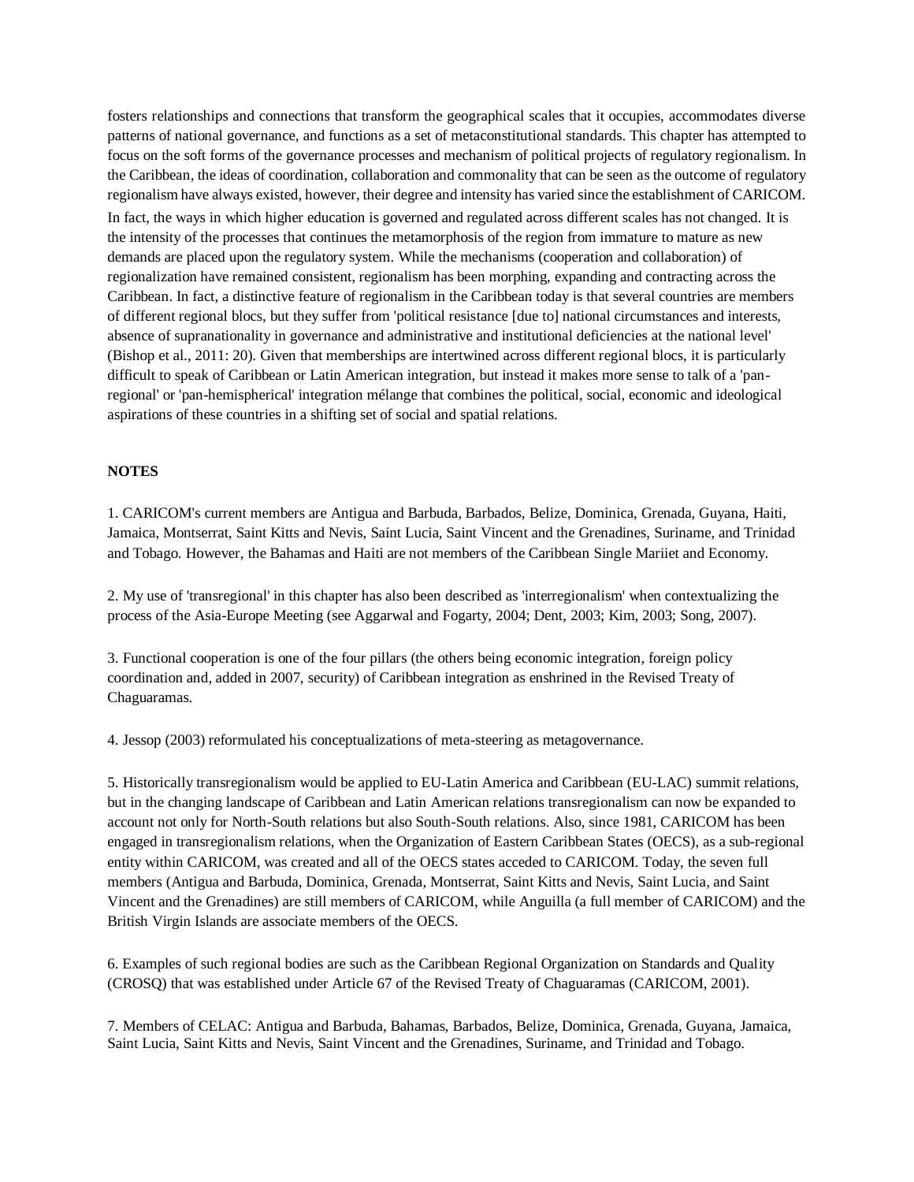fosters relationships and connections that transform the geographical scales that it occupies, accommodates diverse patterns of national governance, and functions as a set of metaconstitutional standards. This chapter has attempted to focus on the soft forms of the governance processes and mechanism of political projects of regulatory regionalism. In the Caribbean, the ideas of coordination, collaboration and commonality that can be seen as the outcome of regulatory regionalism have always existed, however, their degree and intensity has varied since the establishment of CARICOM. In fact, the ways in which higher education is governed and regulated across different scales has not changed. It is the intensity of the processes that continues the metamorphosis of the region from immature to mature as new demands are placed upon the regulatory system. While the mechanisms (cooperation and collaboration) of regionalization have remained consistent, regionalism has been morphing, expanding and contracting across the Caribbean. In fact, a distinctive feature of regionalism in the Caribbean today is that several countries are members of different regional blocs, but they suffer from 'political resistance [due to] national circumstances and interests, absence of supranationality in governance and administrative and institutional deficiencies at the national level' (Bishop et al., 2011: 20). Given that memberships are intertwined across different regional blocs, it is particularly difficult to speak of Caribbean or Latin American integration, but instead it makes more sense to talk of a 'pan-regional' or 'pan-hemispherical' integration mélange that combines the political, social, economic and ideological aspirations of these countries in a shifting set of social and spatial relations.

**NOTES**

1. CARICOM's current members are Antigua and Barbuda, Barbados, Belize, Dominica, Grenada, Guyana, Haiti, Jamaica, Montserrat, Saint Kitts and Nevis, Saint Lucia, Saint Vincent and the Grenadines, Suriname, and Trinidad and Tobago. However, the Bahamas and Haiti are not members of the Caribbean Single Mariiet and Economy.

2. My use of 'transregional' in this chapter has also been described as 'interregionalism' when contextualizing the process of the Asia-Europe Meeting (see Aggarwal and Fogarty, 2004; Dent, 2003; Kim, 2003; Song, 2007).

3. Functional cooperation is one of the four pillars (the others being economic integration, foreign policy coordination and, added in 2007, security) of Caribbean integration as enshrined in the Revised Treaty of Chaguaramas.

4. Jessop (2003) reformulated his conceptualizations of meta-steering as metagovernance.

5. Historically transregionalism would be applied to EU-Latin America and Caribbean (EU-LAC) summit relations, but in the changing landscape of Caribbean and Latin American relations transregionalism can now be expanded to account not only for North-South relations but also South-South relations. Also, since 1981, CARICOM has been engaged in transregionalism relations, when the Organization of Eastern Caribbean States (OECS), as a sub-regional entity within CARICOM, was created and all of the OECS states acceded to CARICOM. Today, the seven full members (Antigua and Barbuda, Dominica, Grenada, Montserrat, Saint Kitts and Nevis, Saint Lucia, and Saint Vincent and the Grenadines) are still members of CARICOM, while Anguilla (a full member of CARICOM) and the British Virgin Islands are associate members of the OECS.

6. Examples of such regional bodies are such as the Caribbean Regional Organization on Standards and Quality (CROSQ) that was established under Article 67 of the Revised Treaty of Chaguaramas (CARICOM, 2001).

7. Members of CELAC: Antigua and Barbuda, Bahamas, Barbados, Belize, Dominica, Grenada, Guyana, Jamaica, Saint Lucia, Saint Kitts and Nevis, Saint Vincent and the Grenadines, Suriname, and Trinidad and Tobago.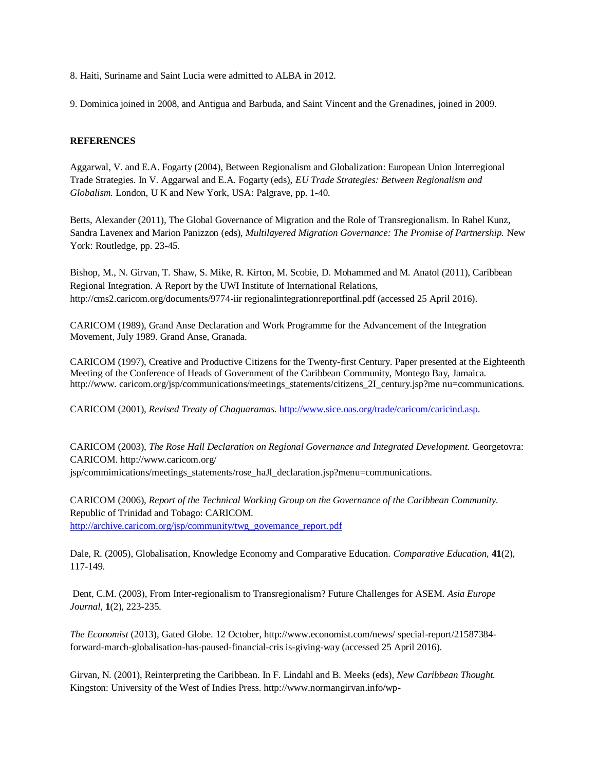8. Haiti, Suriname and Saint Lucia were admitted to ALBA in 2012.

9. Dominica joined in 2008, and Antigua and Barbuda, and Saint Vincent and the Grenadines, joined in 2009.

**REFERENCES**

Aggarwal, V. and E.A. Fogarty (2004), Between Regionalism and Globalization: European Union Interregional Trade Strategies. In V. Aggarwal and E.A. Fogarty (eds), *EU Trade Strategies: Between Regionalism and Globalism.* London, U K and New York, USA: Palgrave, pp. 1-40.

Betts, Alexander (2011), The Global Governance of Migration and the Role of Transregionalism. In Rahel Kunz, Sandra Lavenex and Marion Panizzon (eds), *Multilayered Migration Governance: The Promise of Partnership.* New York: Routledge, pp. 23-45.

Bishop, M., N. Girvan, T. Shaw, S. Mike, R. Kirton, M. Scobie, D. Mohammed and M. Anatol (2011), Caribbean Regional Integration. A Report by the UWI Institute of International Relations, http://cms2.caricom.org/documents/9774-iir regionalintegrationreportfinal.pdf (accessed 25 April 2016).

CARICOM (1989), Grand Anse Declaration and Work Programme for the Advancement of the Integration Movement, July 1989. Grand Anse, Granada.

CARICOM (1997), Creative and Productive Citizens for the Twenty-first Century. Paper presented at the Eighteenth Meeting of the Conference of Heads of Government of the Caribbean Community, Montego Bay, Jamaica. http://www. caricom.org/jsp/communications/meetings_statements/citizens_2I_century.jsp?me nu=communications.

CARICOM (2001), *Revised Treaty of Chaguaramas.* http://www.sice.oas.org/trade/caricom/caricind.asp.

CARICOM (2003), *The Rose Hall Declaration on Regional Governance and Integrated Development.* Georgetovra: CARICOM. http://www.caricom.org/ jsp/commimications/meetings_statements/rose_haJl_declaration.jsp?menu=communications.

CARICOM (2006), *Report of the Technical Working Group on the Governance of the Caribbean Community.* Republic of Trinidad and Tobago: CARICOM. http://archive.caricom.org/jsp/community/twg_govemance_report.pdf

Dale, R. (2005), Globalisation, Knowledge Economy and Comparative Education. *Comparative Education,* **41**(2), 117-149.

Dent, C.M. (2003), From Inter-regionalism to Transregionalism? Future Challenges for ASEM. *Asia Europe Journal,* **1**(2), 223-235.

*The Economist* (2013), Gated Globe. 12 October, http://www.economist.com/news/ special-report/21587384-forward-march-globalisation-has-paused-financial-cris is-giving-way (accessed 25 April 2016).

Girvan, N. (2001), Reinterpreting the Caribbean. In F. Lindahl and B. Meeks (eds), *New Caribbean Thought.* Kingston: University of the West of Indies Press. http://www.normangirvan.info/wp-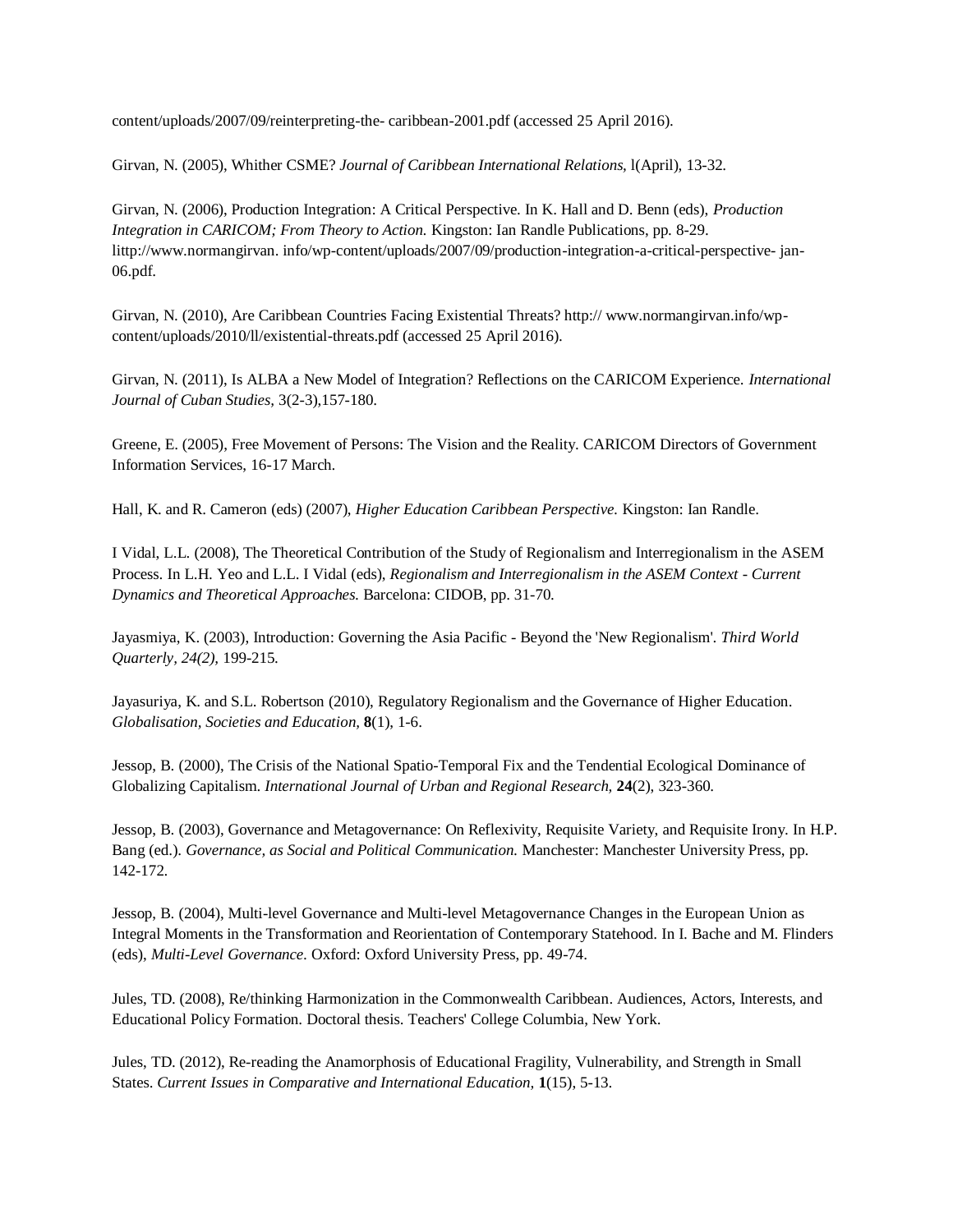content/uploads/2007/09/reinterpreting-the- caribbean-2001.pdf (accessed 25 April 2016).

Girvan, N. (2005), Whither CSME? *Journal of Caribbean International Relations,* l(April), 13-32.

Girvan, N. (2006), Production Integration: A Critical Perspective. In K. Hall and D. Benn (eds), *Production Integration in CARICOM; From Theory to Action.* Kingston: Ian Randle Publications, pp. 8-29. littp://www.normangirvan. info/wp-content/uploads/2007/09/production-integration-a-critical-perspective- jan-06.pdf.

Girvan, N. (2010), Are Caribbean Countries Facing Existential Threats? http:// www.normangirvan.info/wp-content/uploads/2010/ll/existential-threats.pdf (accessed 25 April 2016).

Girvan, N. (2011), Is ALBA a New Model of Integration? Reflections on the CARICOM Experience. *International Journal of Cuban Studies,* 3(2-3),157-180.

Greene, E. (2005), Free Movement of Persons: The Vision and the Reality. CARICOM Directors of Government Information Services, 16-17 March.

Hall, K. and R. Cameron (eds) (2007), *Higher Education Caribbean Perspective.* Kingston: Ian Randle.

I Vidal, L.L. (2008), The Theoretical Contribution of the Study of Regionalism and Interregionalism in the ASEM Process. In L.H. Yeo and L.L. I Vidal (eds), *Regionalism and Interregionalism in the ASEM Context - Current Dynamics and Theoretical Approaches.* Barcelona: CIDOB, pp. 31-70.

Jayasmiya, K. (2003), Introduction: Governing the Asia Pacific - Beyond the 'New Regionalism'. *Third World Quarterly, 24(2),* 199-215.

Jayasuriya, K. and S.L. Robertson (2010), Regulatory Regionalism and the Governance of Higher Education. *Globalisation, Societies and Education,* **8**(1), 1-6.

Jessop, B. (2000), The Crisis of the National Spatio-Temporal Fix and the Tendential Ecological Dominance of Globalizing Capitalism. *International Journal of Urban and Regional Research,* **24**(2), 323-360.

Jessop, B. (2003), Governance and Metagovernance: On Reflexivity, Requisite Variety, and Requisite Irony. In H.P. Bang (ed.). *Governance, as Social and Political Communication.* Manchester: Manchester University Press, pp. 142-172.

Jessop, B. (2004), Multi-level Governance and Multi-level Metagovernance Changes in the European Union as Integral Moments in the Transformation and Reorientation of Contemporary Statehood. In I. Bache and M. Flinders (eds), *Multi-Level Governance.* Oxford: Oxford University Press, pp. 49-74.

Jules, TD. (2008), Re/thinking Harmonization in the Commonwealth Caribbean. Audiences, Actors, Interests, and Educational Policy Formation. Doctoral thesis. Teachers' College Columbia, New York.

Jules, TD. (2012), Re-reading the Anamorphosis of Educational Fragility, Vulnerability, and Strength in Small States. *Current Issues in Comparative and International Education,* **1**(15), 5-13.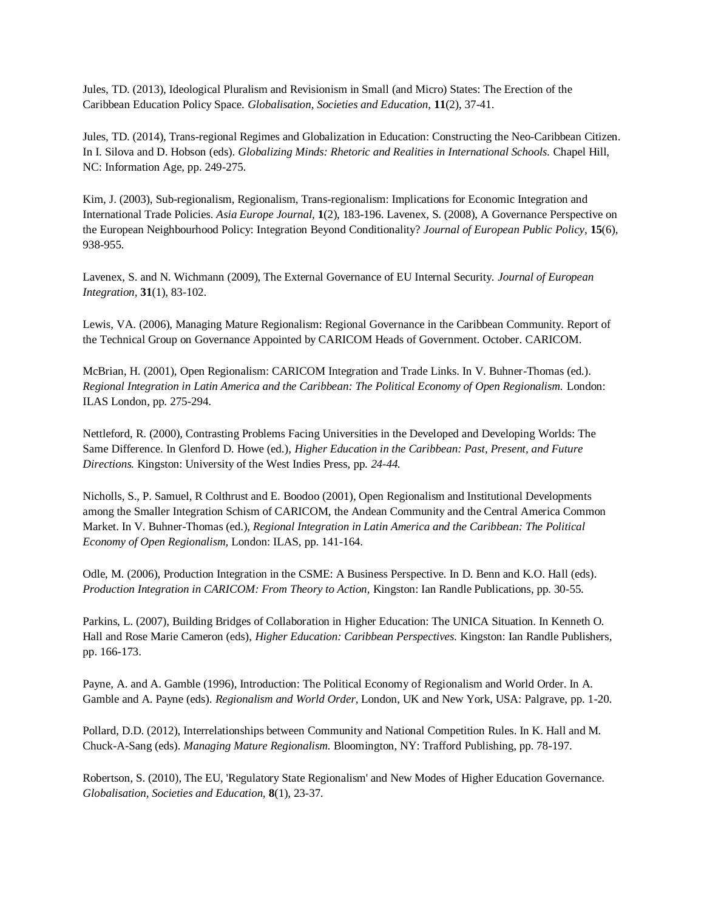Jules, TD. (2013), Ideological Pluralism and Revisionism in Small (and Micro) States: The Erection of the Caribbean Education Policy Space. *Globalisation, Societies and Education,* **11**(2), 37-41.

Jules, TD. (2014), Trans-regional Regimes and Globalization in Education: Constructing the Neo-Caribbean Citizen. In I. Silova and D. Hobson (eds). *Globalizing Minds: Rhetoric and Realities in International Schools.* Chapel Hill, NC: Information Age, pp. 249-275.

Kim, J. (2003), Sub-regionalism, Regionalism, Trans-regionalism: Implications for Economic Integration and International Trade Policies. *Asia Europe Journal,* **1**(2), 183-196. Lavenex, S. (2008), A Governance Perspective on the European Neighbourhood Policy: Integration Beyond Conditionality? *Journal of European Public Policy,* **15**(6), 938-955.

Lavenex, S. and N. Wichmann (2009), The External Governance of EU Internal Security. *Journal of European Integration,* **31**(1), 83-102.

Lewis, VA. (2006), Managing Mature Regionalism: Regional Governance in the Caribbean Community. Report of the Technical Group on Governance Appointed by CARICOM Heads of Government. October. CARICOM.

McBrian, H. (2001), Open Regionalism: CARICOM Integration and Trade Links. In V. Buhner-Thomas (ed.). *Regional Integration in Latin America and the Caribbean: The Political Economy of Open Regionalism.* London: ILAS London, pp. 275-294.

Nettleford, R. (2000), Contrasting Problems Facing Universities in the Developed and Developing Worlds: The Same Difference. In Glenford D. Howe (ed.), *Higher Education in the Caribbean: Past, Present, and Future Directions.* Kingston: University of the West Indies Press, pp. *24-44.*

Nicholls, S., P. Samuel, R Colthrust and E. Boodoo (2001), Open Regionalism and Institutional Developments among the Smaller Integration Schism of CARICOM, the Andean Community and the Central America Common Market. In V. Buhner-Thomas (ed.), *Regional Integration in Latin America and the Caribbean: The Political Economy of Open Regionalism,* London: ILAS, pp. 141-164.

Odle, M. (2006), Production Integration in the CSME: A Business Perspective. In D. Benn and K.O. Hall (eds). *Production Integration in CARICOM: From Theory to Action,* Kingston: Ian Randle Publications, pp. 30-55.

Parkins, L. (2007), Building Bridges of Collaboration in Higher Education: The UNICA Situation. In Kenneth O. Hall and Rose Marie Cameron (eds), *Higher Education: Caribbean Perspectives.* Kingston: Ian Randle Publishers, pp. 166-173.

Payne, A. and A. Gamble (1996), Introduction: The Political Economy of Regionalism and World Order. In A. Gamble and A. Payne (eds). *Regionalism and World Order,* London, UK and New York, USA: Palgrave, pp. 1-20.

Pollard, D.D. (2012), Interrelationships between Community and National Competition Rules. In K. Hall and M. Chuck-A-Sang (eds). *Managing Mature Regionalism.* Bloomington, NY: Trafford Publishing, pp. 78-197.

Robertson, S. (2010), The EU, 'Regulatory State Regionalism' and New Modes of Higher Education Governance. *Globalisation, Societies and Education,* **8**(1), 23-37.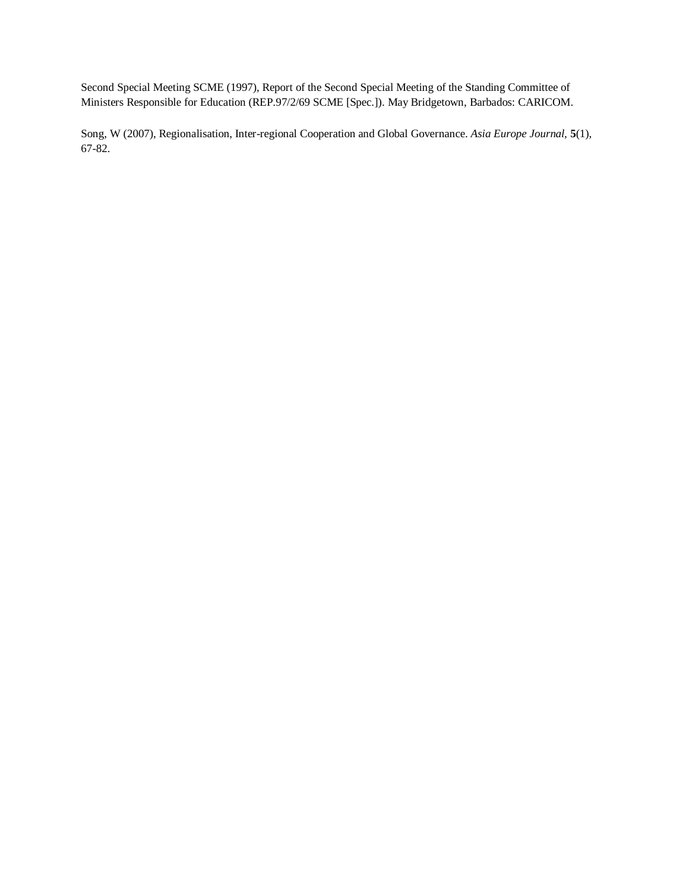Second Special Meeting SCME (1997), Report of the Second Special Meeting of the Standing Committee of Ministers Responsible for Education (REP.97/2/69 SCME [Spec.]). May Bridgetown, Barbados: CARICOM.

Song, W (2007), Regionalisation, Inter-regional Cooperation and Global Governance. *Asia Europe Journal,* **5**(1), 67-82.